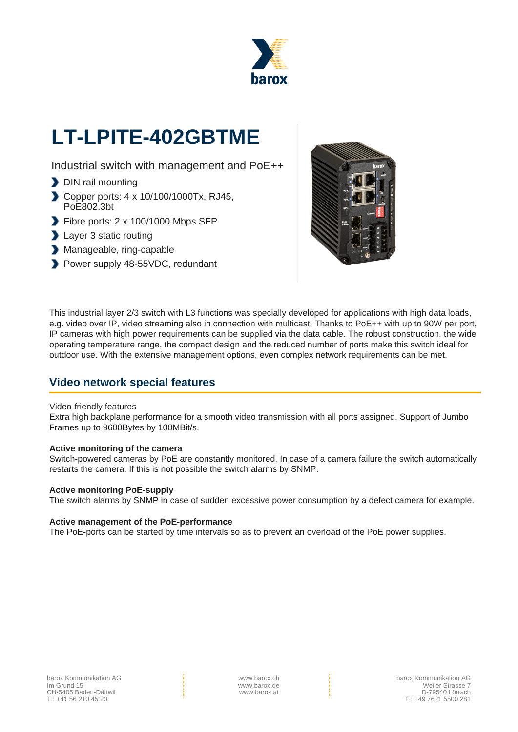# LT-LPITE-402GBTME

Industrial switch with management and PoE++

- DIN rail mounting
- Copper ports: 4 x 10/100/1000Tx, RJ45, PoE802.3bt
- Fibre ports: 2 x 100/1000 Mbps SFP
- Layer 3 static routing
- Manageable, ring-capable
- Power supply 48-55VDC, redundant

This industrial layer 2/3 switch with L3 functions was specially developed for applications with high data loads, e.g. video over IP, video streaming also in connection with multicast. Thanks to PoE++ with up to 90W per port, IP cameras with high power requirements can be supplied via the data cable. The robust construction, the wide operating temperature range, the compact design and the reduced number of ports make this switch ideal for outdoor use. With the extensive management options, even complex network requirements can be met.

## Video network special features

Video-friendly features
Extra high backplane performance for a smooth video transmission with all ports assigned. Support of Jumbo Frames up to 9600Bytes by 100MBit/s.

**Active monitoring of the camera**
Switch-powered cameras by PoE are constantly monitored. In case of a camera failure the switch automatically restarts the camera. If this is not possible the switch alarms by SNMP.

**Active monitoring PoE-supply**
The switch alarms by SNMP in case of sudden excessive power consumption by a defect camera for example.

**Active management of the PoE-performance**
The PoE-ports can be started by time intervals so as to prevent an overload of the PoE power supplies.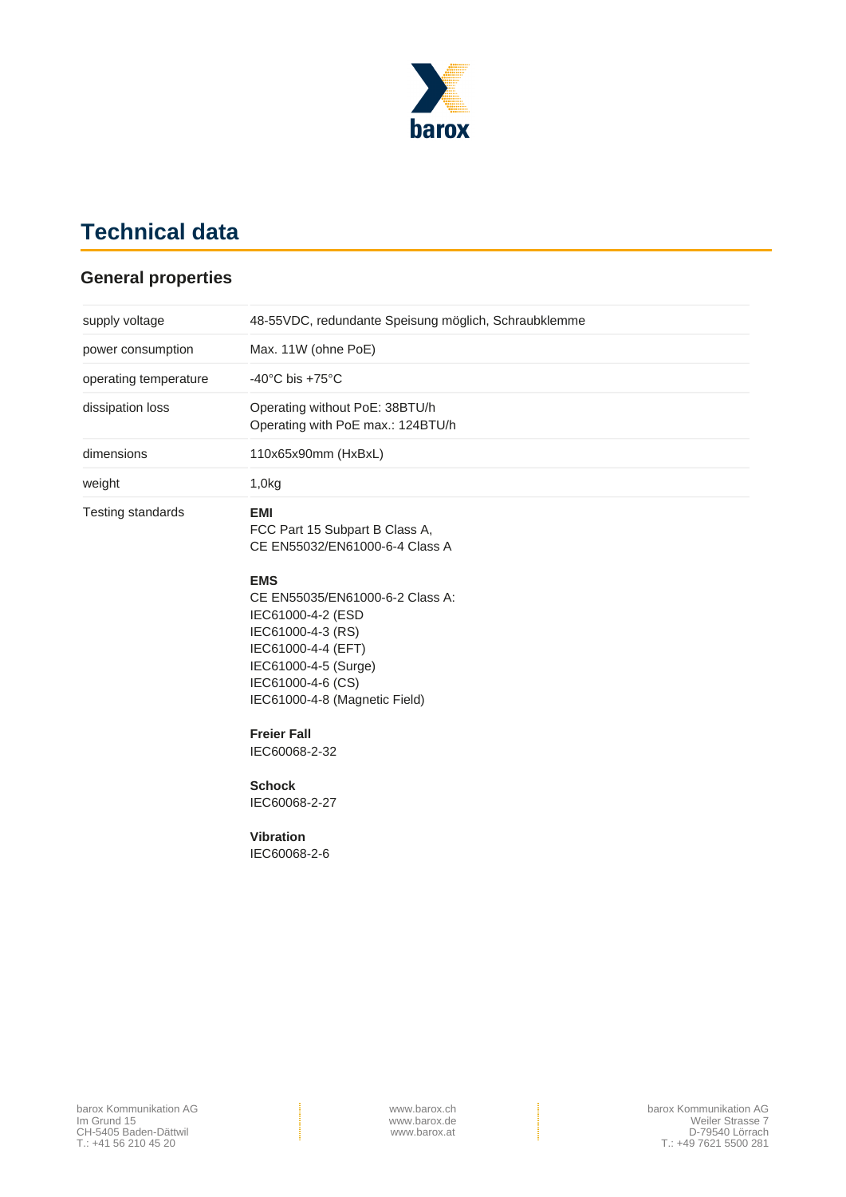# Technical data

## General properties

| | |
|---|---|
| supply voltage | 48-55VDC, redundante Speisung möglich, Schraubklemme |
| power consumption | Max. 11W (ohne PoE) |
| operating temperature | -40°C bis +75°C |
| dissipation loss | Operating without PoE: 38BTU/h<br>Operating with PoE max.: 124BTU/h |
| dimensions | 110x65x90mm (HxBxL) |
| weight | 1,0kg |
| Testing standards | **EMI**<br>FCC Part 15 Subpart B Class A,<br>CE EN55032/EN61000-6-4 Class A<br><br>**EMS**<br>CE EN55035/EN61000-6-2 Class A:<br>IEC61000-4-2 (ESD<br>IEC61000-4-3 (RS)<br>IEC61000-4-4 (EFT)<br>IEC61000-4-5 (Surge)<br>IEC61000-4-6 (CS)<br>IEC61000-4-8 (Magnetic Field)<br><br>**Freier Fall**<br>IEC60068-2-32<br><br>**Schock**<br>IEC60068-2-27<br><br>**Vibration**<br>IEC60068-2-6 |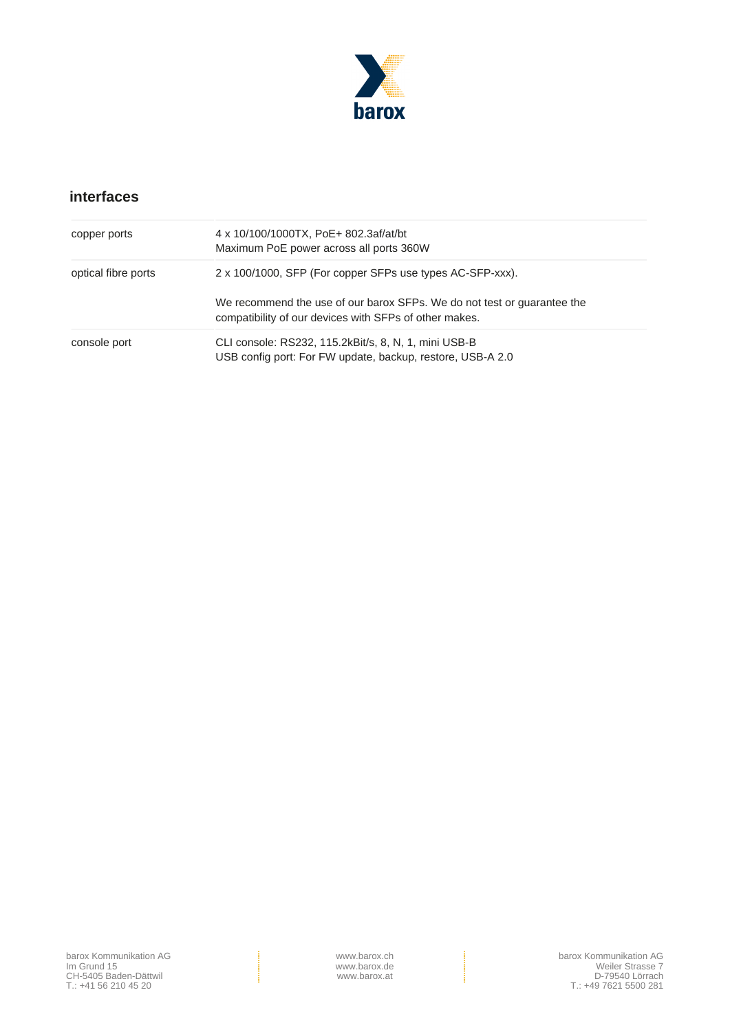## interfaces

| | |
|---|---|
| copper ports | 4 x 10/100/1000TX, PoE+ 802.3af/at/bt<br>Maximum PoE power across all ports 360W |
| optical fibre ports | 2 x 100/1000, SFP (For copper SFPs use types AC-SFP-xxx).<br><br>We recommend the use of our barox SFPs. We do not test or guarantee the compatibility of our devices with SFPs of other makes. |
| console port | CLI console: RS232, 115.2kBit/s, 8, N, 1, mini USB-B<br>USB config port: For FW update, backup, restore, USB-A 2.0 |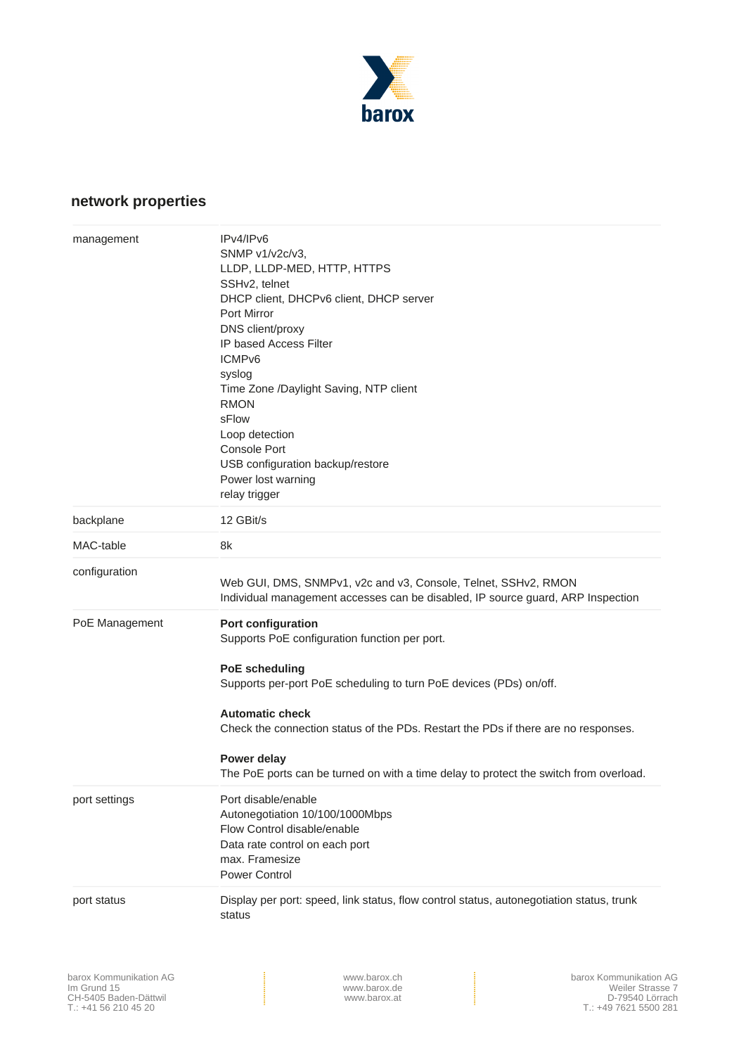## network properties

| | |
|---|---|
| management | IPv4/IPv6<br>SNMP v1/v2c/v3,<br>LLDP, LLDP-MED, HTTP, HTTPS<br>SSHv2, telnet<br>DHCP client, DHCPv6 client, DHCP server<br>Port Mirror<br>DNS client/proxy<br>IP based Access Filter<br>ICMPv6<br>syslog<br>Time Zone /Daylight Saving, NTP client<br>RMON<br>sFlow<br>Loop detection<br>Console Port<br>USB configuration backup/restore<br>Power lost warning<br>relay trigger |
| backplane | 12 GBit/s |
| MAC-table | 8k |
| configuration | Web GUI, DMS, SNMPv1, v2c and v3, Console, Telnet, SSHv2, RMON<br>Individual management accesses can be disabled, IP source guard, ARP Inspection |
| PoE Management | **Port configuration**<br>Supports PoE configuration function per port.<br><br>**PoE scheduling**<br>Supports per-port PoE scheduling to turn PoE devices (PDs) on/off.<br><br>**Automatic check**<br>Check the connection status of the PDs. Restart the PDs if there are no responses.<br><br>**Power delay**<br>The PoE ports can be turned on with a time delay to protect the switch from overload. |
| port settings | Port disable/enable<br>Autonegotiation 10/100/1000Mbps<br>Flow Control disable/enable<br>Data rate control on each port<br>max. Framesize<br>Power Control |
| port status | Display per port: speed, link status, flow control status, autonegotiation status, trunk status |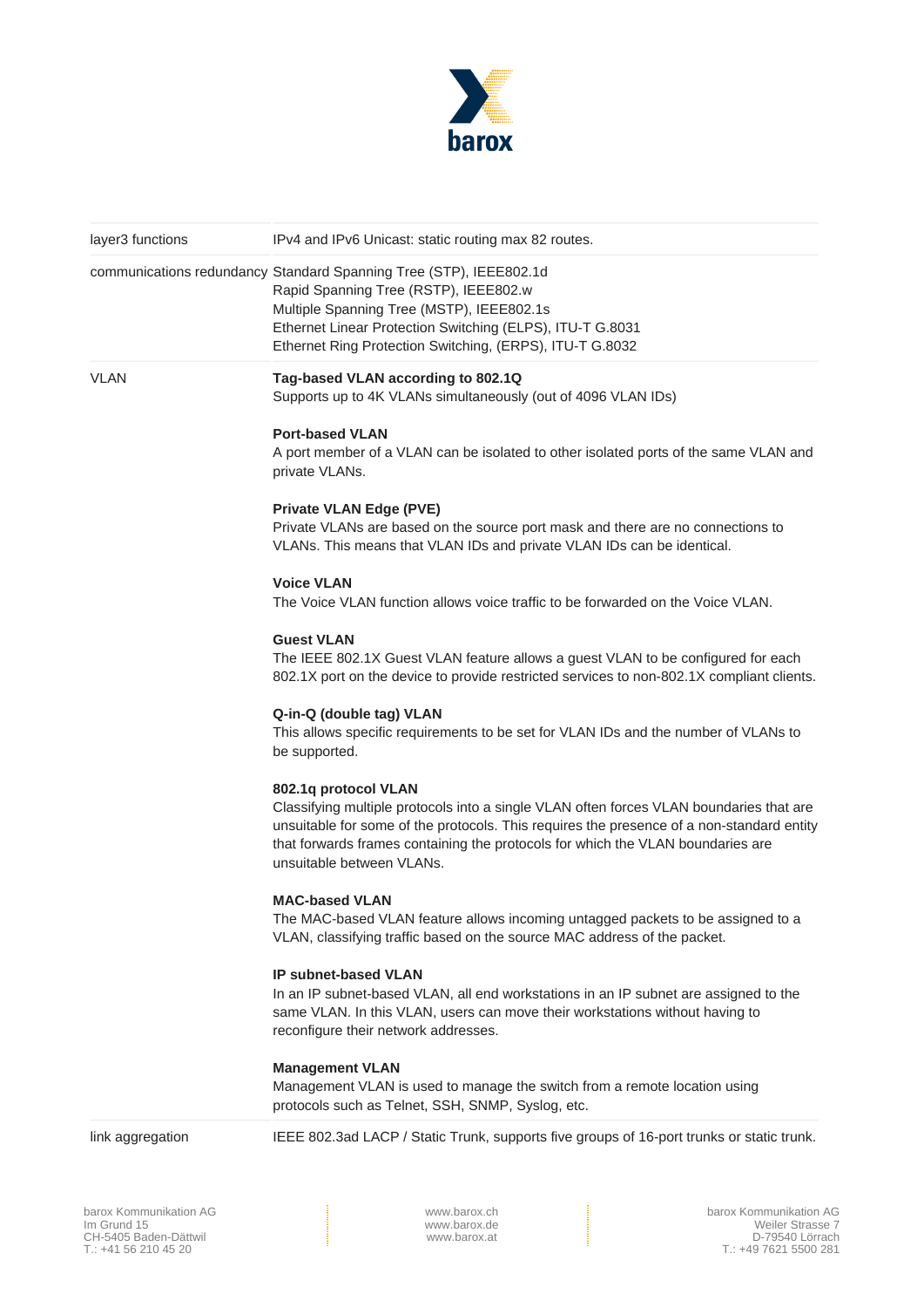| | |
|---|---|
| layer3 functions | IPv4 and IPv6 Unicast: static routing max 82 routes. |
| communications redundancy | Standard Spanning Tree (STP), IEEE802.1d<br>Rapid Spanning Tree (RSTP), IEEE802.w<br>Multiple Spanning Tree (MSTP), IEEE802.1s<br>Ethernet Linear Protection Switching (ELPS), ITU-T G.8031<br>Ethernet Ring Protection Switching, (ERPS), ITU-T G.8032 |
| VLAN | **Tag-based VLAN according to 802.1Q**<br>Supports up to 4K VLANs simultaneously (out of 4096 VLAN IDs)<br><br>**Port-based VLAN**<br>A port member of a VLAN can be isolated to other isolated ports of the same VLAN and private VLANs.<br><br>**Private VLAN Edge (PVE)**<br>Private VLANs are based on the source port mask and there are no connections to VLANs. This means that VLAN IDs and private VLAN IDs can be identical.<br><br>**Voice VLAN**<br>The Voice VLAN function allows voice traffic to be forwarded on the Voice VLAN.<br><br>**Guest VLAN**<br>The IEEE 802.1X Guest VLAN feature allows a guest VLAN to be configured for each 802.1X port on the device to provide restricted services to non-802.1X compliant clients.<br><br>**Q-in-Q (double tag) VLAN**<br>This allows specific requirements to be set for VLAN IDs and the number of VLANs to be supported.<br><br>**802.1q protocol VLAN**<br>Classifying multiple protocols into a single VLAN often forces VLAN boundaries that are unsuitable for some of the protocols. This requires the presence of a non-standard entity that forwards frames containing the protocols for which the VLAN boundaries are unsuitable between VLANs.<br><br>**MAC-based VLAN**<br>The MAC-based VLAN feature allows incoming untagged packets to be assigned to a VLAN, classifying traffic based on the source MAC address of the packet.<br><br>**IP subnet-based VLAN**<br>In an IP subnet-based VLAN, all end workstations in an IP subnet are assigned to the same VLAN. In this VLAN, users can move their workstations without having to reconfigure their network addresses.<br><br>**Management VLAN**<br>Management VLAN is used to manage the switch from a remote location using protocols such as Telnet, SSH, SNMP, Syslog, etc. |
| link aggregation | IEEE 802.3ad LACP / Static Trunk, supports five groups of 16-port trunks or static trunk. |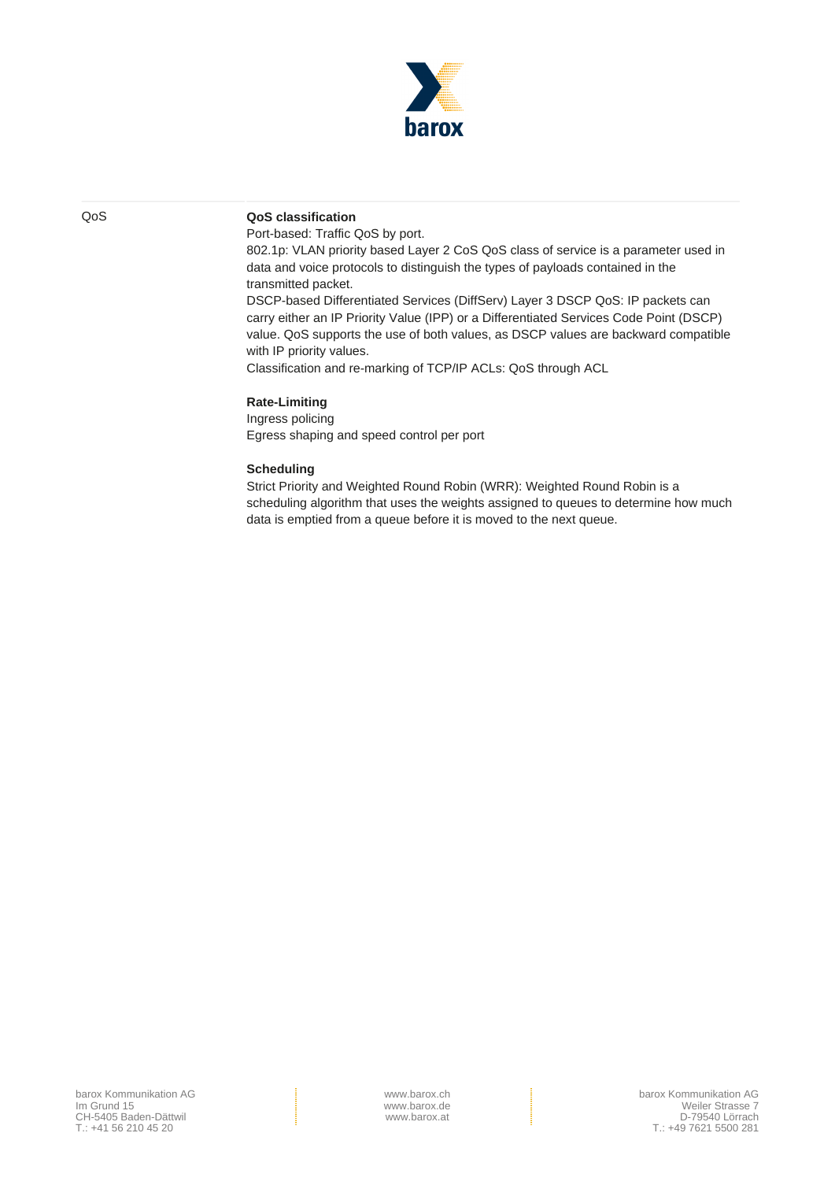| | |
|---|---|
| QoS | **QoS classification**<br>Port-based: Traffic QoS by port.<br>802.1p: VLAN priority based Layer 2 CoS QoS class of service is a parameter used in data and voice protocols to distinguish the types of payloads contained in the transmitted packet.<br>DSCP-based Differentiated Services (DiffServ) Layer 3 DSCP QoS: IP packets can carry either an IP Priority Value (IPP) or a Differentiated Services Code Point (DSCP) value. QoS supports the use of both values, as DSCP values are backward compatible with IP priority values.<br>Classification and re-marking of TCP/IP ACLs: QoS through ACL<br><br>**Rate-Limiting**<br>Ingress policing<br>Egress shaping and speed control per port<br><br>**Scheduling**<br>Strict Priority and Weighted Round Robin (WRR): Weighted Round Robin is a scheduling algorithm that uses the weights assigned to queues to determine how much data is emptied from a queue before it is moved to the next queue. |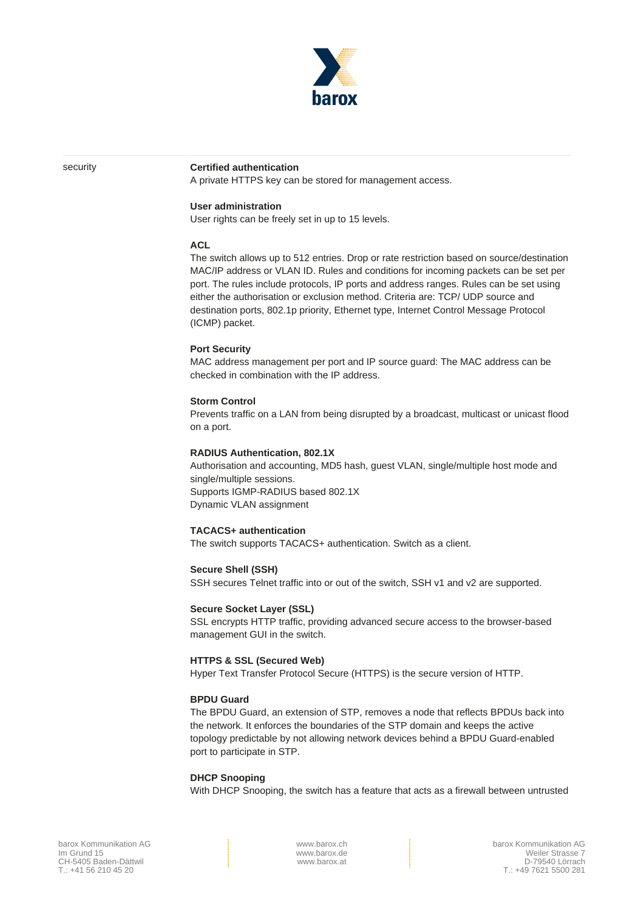security

**Certified authentication**
A private HTTPS key can be stored for management access.

**User administration**
User rights can be freely set in up to 15 levels.

**ACL**
The switch allows up to 512 entries. Drop or rate restriction based on source/destination MAC/IP address or VLAN ID. Rules and conditions for incoming packets can be set per port. The rules include protocols, IP ports and address ranges. Rules can be set using either the authorisation or exclusion method. Criteria are: TCP/ UDP source and destination ports, 802.1p priority, Ethernet type, Internet Control Message Protocol (ICMP) packet.

**Port Security**
MAC address management per port and IP source guard: The MAC address can be checked in combination with the IP address.

**Storm Control**
Prevents traffic on a LAN from being disrupted by a broadcast, multicast or unicast flood on a port.

**RADIUS Authentication, 802.1X**
Authorisation and accounting, MD5 hash, guest VLAN, single/multiple host mode and single/multiple sessions.
Supports IGMP-RADIUS based 802.1X
Dynamic VLAN assignment

**TACACS+ authentication**
The switch supports TACACS+ authentication. Switch as a client.

**Secure Shell (SSH)**
SSH secures Telnet traffic into or out of the switch, SSH v1 and v2 are supported.

**Secure Socket Layer (SSL)**
SSL encrypts HTTP traffic, providing advanced secure access to the browser-based management GUI in the switch.

**HTTPS & SSL (Secured Web)**
Hyper Text Transfer Protocol Secure (HTTPS) is the secure version of HTTP.

**BPDU Guard**
The BPDU Guard, an extension of STP, removes a node that reflects BPDUs back into the network. It enforces the boundaries of the STP domain and keeps the active topology predictable by not allowing network devices behind a BPDU Guard-enabled port to participate in STP.

**DHCP Snooping**
With DHCP Snooping, the switch has a feature that acts as a firewall between untrusted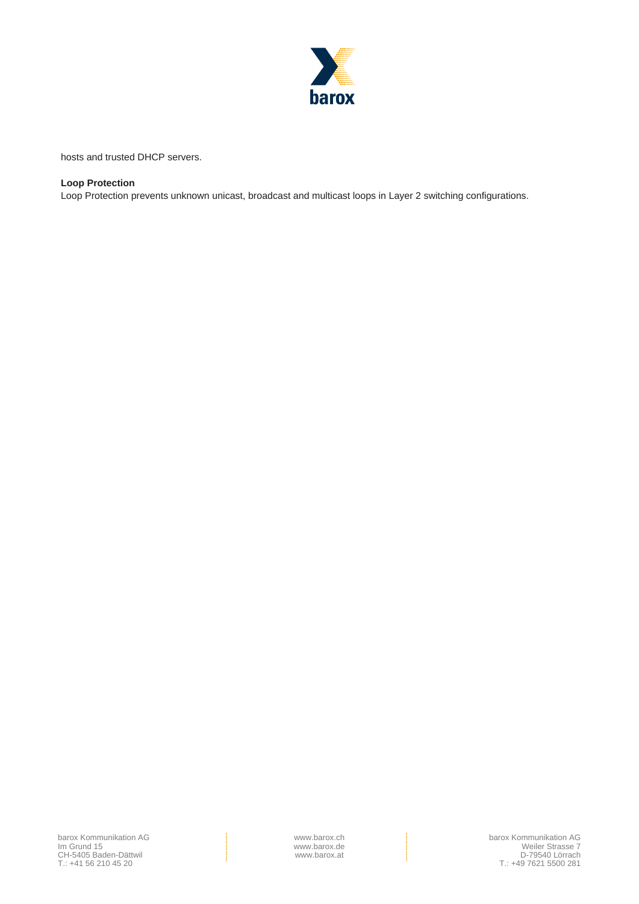hosts and trusted DHCP servers.

**Loop Protection**

Loop Protection prevents unknown unicast, broadcast and multicast loops in Layer 2 switching configurations.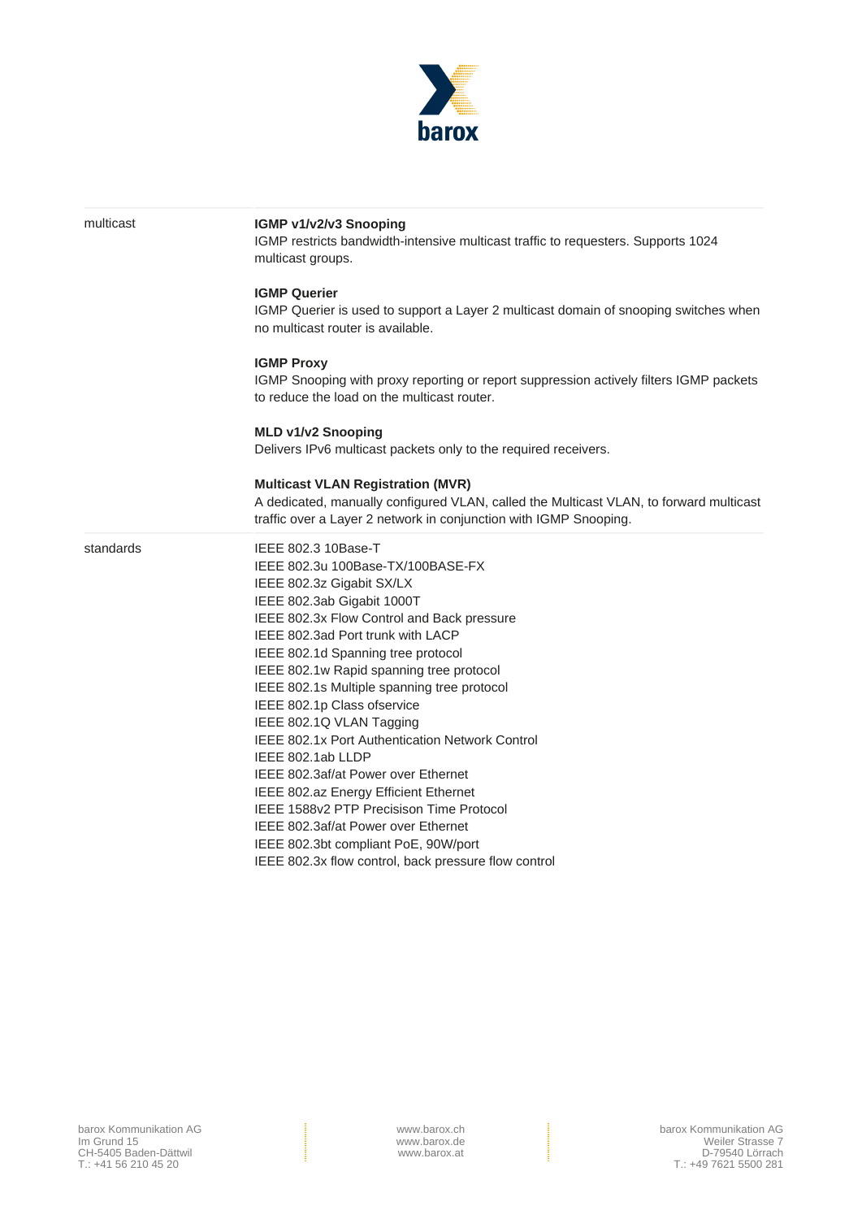| | |
|---|---|
| multicast | **IGMP v1/v2/v3 Snooping**<br>IGMP restricts bandwidth-intensive multicast traffic to requesters. Supports 1024 multicast groups.<br><br>**IGMP Querier**<br>IGMP Querier is used to support a Layer 2 multicast domain of snooping switches when no multicast router is available.<br><br>**IGMP Proxy**<br>IGMP Snooping with proxy reporting or report suppression actively filters IGMP packets to reduce the load on the multicast router.<br><br>**MLD v1/v2 Snooping**<br>Delivers IPv6 multicast packets only to the required receivers.<br><br>**Multicast VLAN Registration (MVR)**<br>A dedicated, manually configured VLAN, called the Multicast VLAN, to forward multicast traffic over a Layer 2 network in conjunction with IGMP Snooping. |
| standards | IEEE 802.3 10Base-T<br>IEEE 802.3u 100Base-TX/100BASE-FX<br>IEEE 802.3z Gigabit SX/LX<br>IEEE 802.3ab Gigabit 1000T<br>IEEE 802.3x Flow Control and Back pressure<br>IEEE 802.3ad Port trunk with LACP<br>IEEE 802.1d Spanning tree protocol<br>IEEE 802.1w Rapid spanning tree protocol<br>IEEE 802.1s Multiple spanning tree protocol<br>IEEE 802.1p Class ofservice<br>IEEE 802.1Q VLAN Tagging<br>IEEE 802.1x Port Authentication Network Control<br>IEEE 802.1ab LLDP<br>IEEE 802.3af/at Power over Ethernet<br>IEEE 802.az Energy Efficient Ethernet<br>IEEE 1588v2 PTP Precisison Time Protocol<br>IEEE 802.3af/at Power over Ethernet<br>IEEE 802.3bt compliant PoE, 90W/port<br>IEEE 802.3x flow control, back pressure flow control |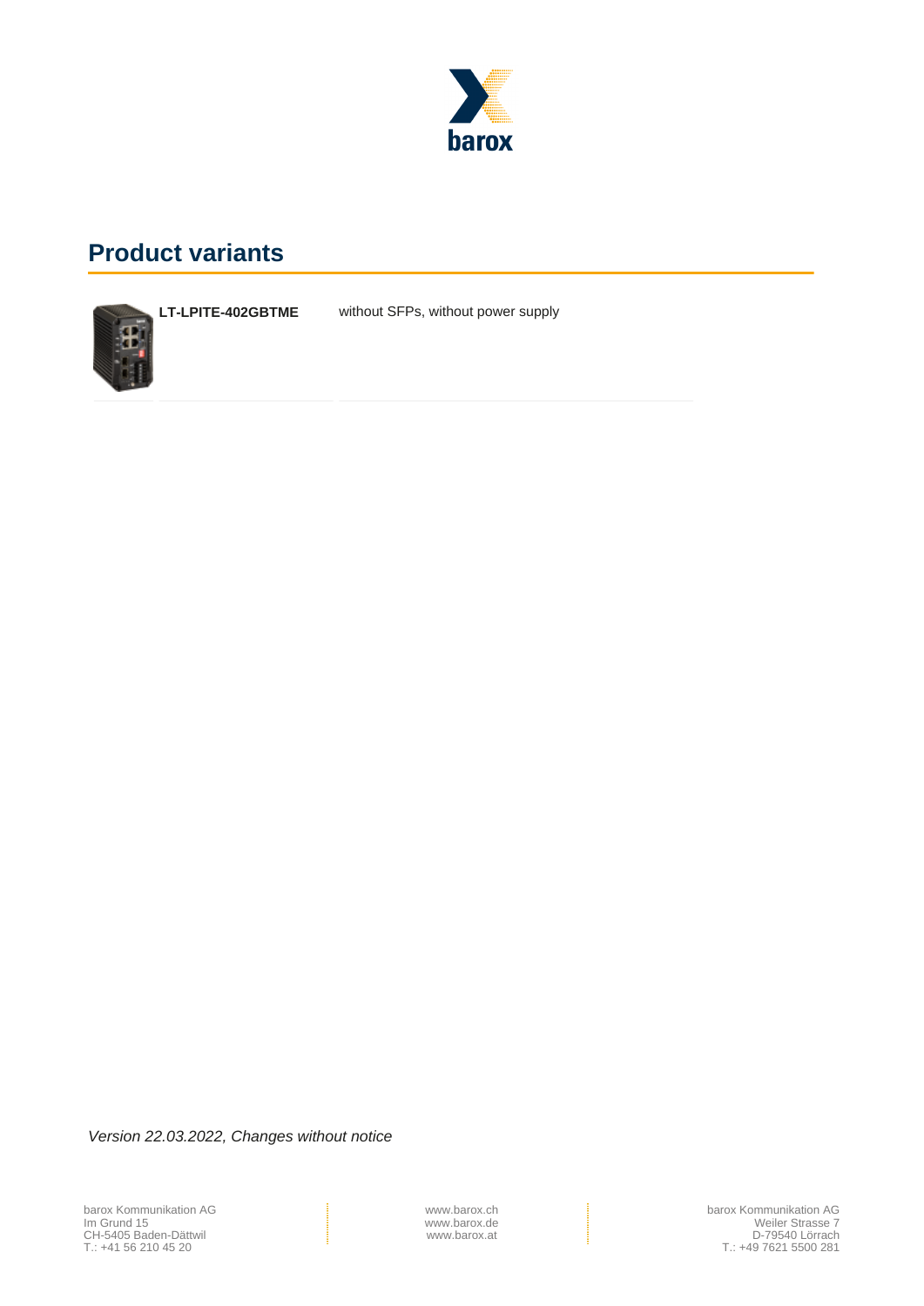## Product variants

| | | |
|---|---|---|
| | **LT-LPITE-402GBTME** | without SFPs, without power supply |

*Version 22.03.2022, Changes without notice*

barox Kommunikation AG
Im Grund 15
CH-5405 Baden-Dättwil
T.: +41 56 210 45 20

www.barox.ch
www.barox.de
www.barox.at

barox Kommunikation AG
Weiler Strasse 7
D-79540 Lörrach
T.: +49 7621 5500 281